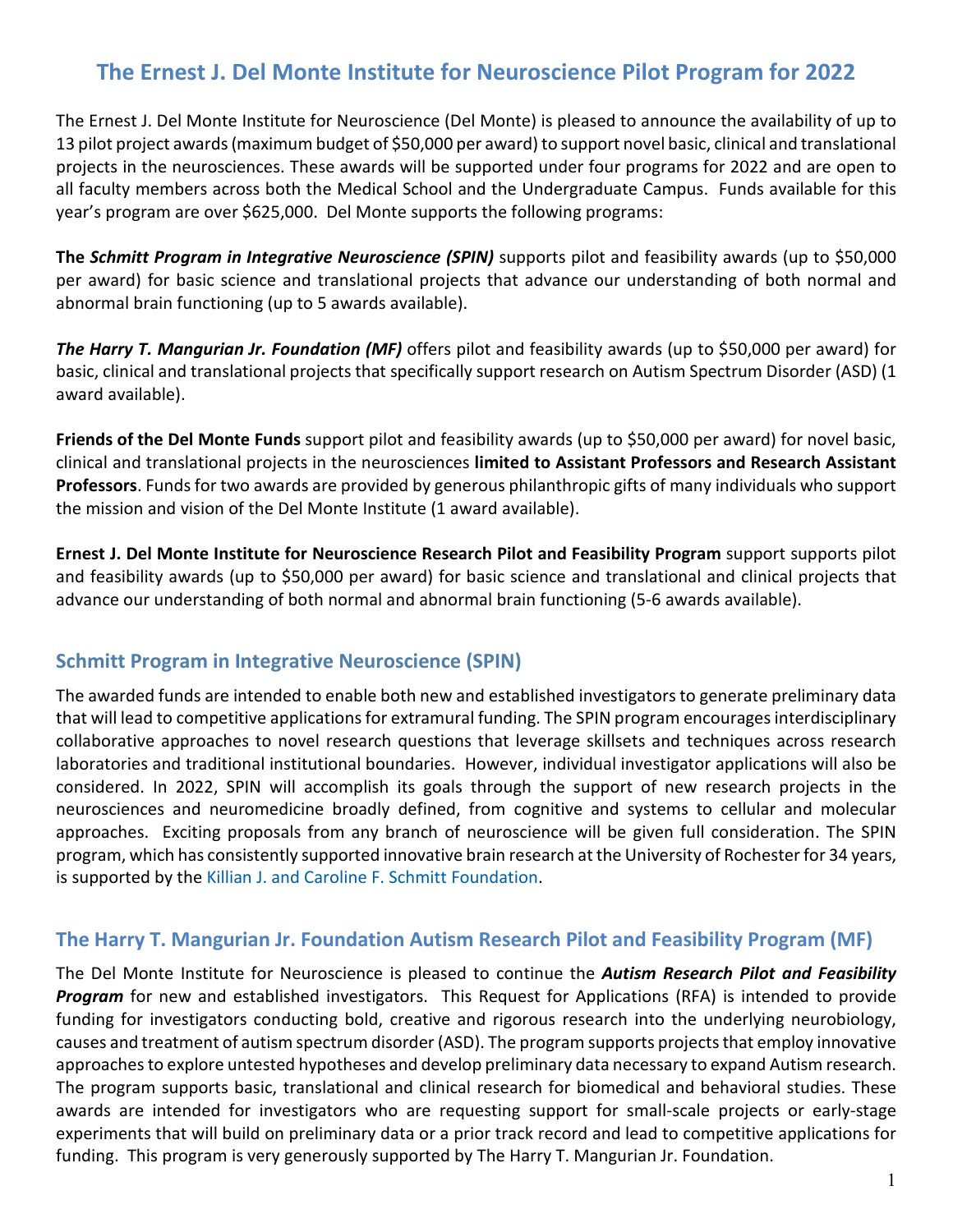# The Ernest J. Del Monte Institute for Neuroscience Pilot Program for 2022

The Ernest J. Del Monte Institute for Neuroscience (Del Monte) is pleased to announce the availability of up to 13 pilot project awards (maximum budget of $50,000 per award) to support novel basic, clinical and translational projects in the neurosciences. These awards will be supported under four programs for 2022 and are open to all faculty members across both the Medical School and the Undergraduate Campus. Funds available for this year's program are over $625,000. Del Monte supports the following programs:

**The *Schmitt Program in Integrative Neuroscience (SPIN)*** supports pilot and feasibility awards (up to $50,000 per award) for basic science and translational projects that advance our understanding of both normal and abnormal brain functioning (up to 5 awards available).

***The Harry T. Mangurian Jr. Foundation (MF)*** offers pilot and feasibility awards (up to $50,000 per award) for basic, clinical and translational projects that specifically support research on Autism Spectrum Disorder (ASD) (1 award available).

**Friends of the Del Monte Funds** support pilot and feasibility awards (up to $50,000 per award) for novel basic, clinical and translational projects in the neurosciences **limited to Assistant Professors and Research Assistant Professors**. Funds for two awards are provided by generous philanthropic gifts of many individuals who support the mission and vision of the Del Monte Institute (1 award available).

**Ernest J. Del Monte Institute for Neuroscience Research Pilot and Feasibility Program** support supports pilot and feasibility awards (up to $50,000 per award) for basic science and translational and clinical projects that advance our understanding of both normal and abnormal brain functioning (5-6 awards available).

## Schmitt Program in Integrative Neuroscience (SPIN)

The awarded funds are intended to enable both new and established investigators to generate preliminary data that will lead to competitive applications for extramural funding. The SPIN program encourages interdisciplinary collaborative approaches to novel research questions that leverage skillsets and techniques across research laboratories and traditional institutional boundaries. However, individual investigator applications will also be considered. In 2022, SPIN will accomplish its goals through the support of new research projects in the neurosciences and neuromedicine broadly defined, from cognitive and systems to cellular and molecular approaches. Exciting proposals from any branch of neuroscience will be given full consideration. The SPIN program, which has consistently supported innovative brain research at the University of Rochester for 34 years, is supported by the Killian J. and Caroline F. Schmitt Foundation.

## The Harry T. Mangurian Jr. Foundation Autism Research Pilot and Feasibility Program (MF)

The Del Monte Institute for Neuroscience is pleased to continue the ***Autism Research Pilot and Feasibility Program*** for new and established investigators. This Request for Applications (RFA) is intended to provide funding for investigators conducting bold, creative and rigorous research into the underlying neurobiology, causes and treatment of autism spectrum disorder (ASD). The program supports projects that employ innovative approaches to explore untested hypotheses and develop preliminary data necessary to expand Autism research. The program supports basic, translational and clinical research for biomedical and behavioral studies. These awards are intended for investigators who are requesting support for small-scale projects or early-stage experiments that will build on preliminary data or a prior track record and lead to competitive applications for funding. This program is very generously supported by The Harry T. Mangurian Jr. Foundation.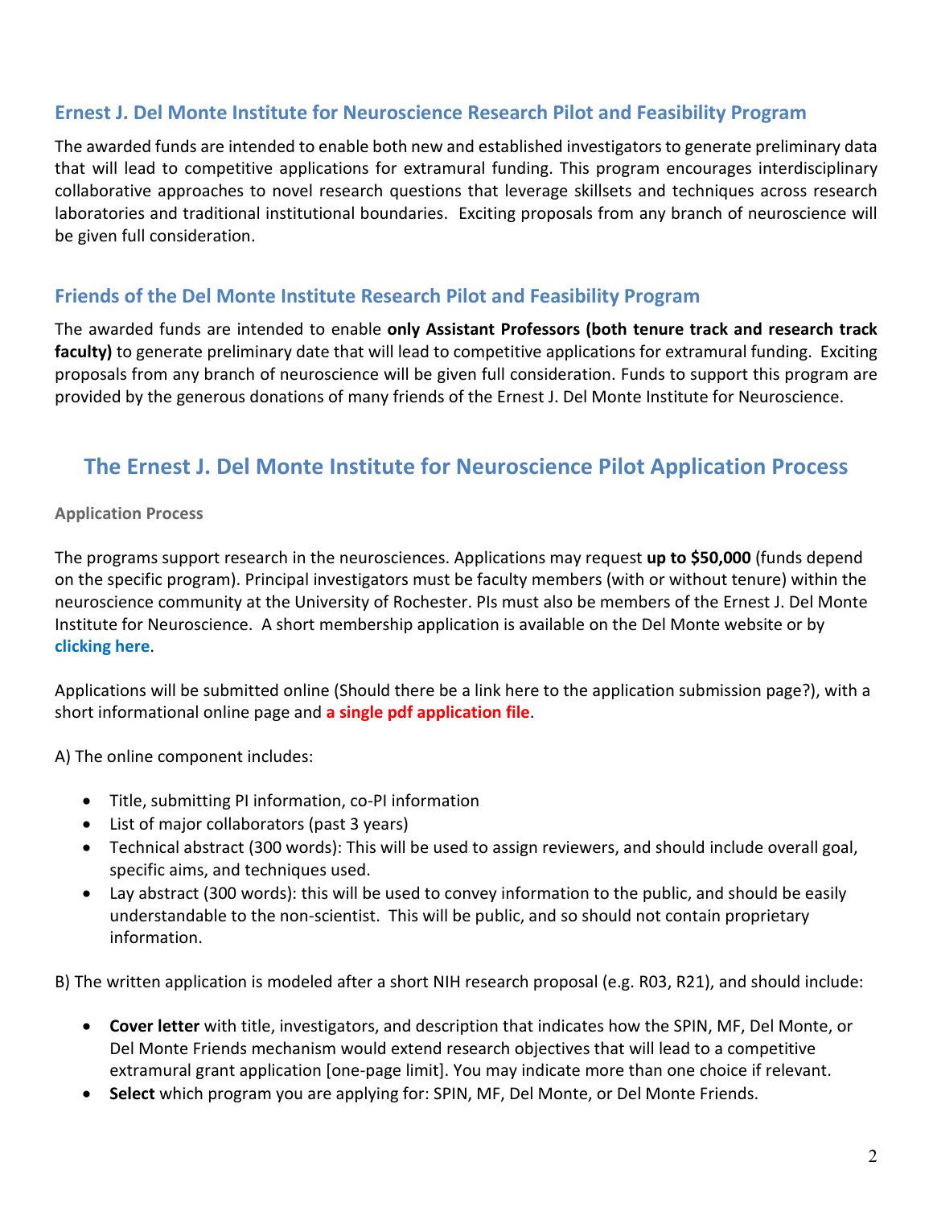## Ernest J. Del Monte Institute for Neuroscience Research Pilot and Feasibility Program

The awarded funds are intended to enable both new and established investigators to generate preliminary data that will lead to competitive applications for extramural funding. This program encourages interdisciplinary collaborative approaches to novel research questions that leverage skillsets and techniques across research laboratories and traditional institutional boundaries. Exciting proposals from any branch of neuroscience will be given full consideration.

## Friends of the Del Monte Institute Research Pilot and Feasibility Program

The awarded funds are intended to enable **only Assistant Professors (both tenure track and research track faculty)** to generate preliminary date that will lead to competitive applications for extramural funding. Exciting proposals from any branch of neuroscience will be given full consideration. Funds to support this program are provided by the generous donations of many friends of the Ernest J. Del Monte Institute for Neuroscience.

# The Ernest J. Del Monte Institute for Neuroscience Pilot Application Process

### Application Process

The programs support research in the neurosciences. Applications may request **up to $50,000** (funds depend on the specific program). Principal investigators must be faculty members (with or without tenure) within the neuroscience community at the University of Rochester. PIs must also be members of the Ernest J. Del Monte Institute for Neuroscience. A short membership application is available on the Del Monte website or by **clicking here**.

Applications will be submitted online (Should there be a link here to the application submission page?), with a short informational online page and **a single pdf application file**.

A) The online component includes:

- Title, submitting PI information, co-PI information
- List of major collaborators (past 3 years)
- Technical abstract (300 words): This will be used to assign reviewers, and should include overall goal, specific aims, and techniques used.
- Lay abstract (300 words): this will be used to convey information to the public, and should be easily understandable to the non-scientist. This will be public, and so should not contain proprietary information.

B) The written application is modeled after a short NIH research proposal (e.g. R03, R21), and should include:

- **Cover letter** with title, investigators, and description that indicates how the SPIN, MF, Del Monte, or Del Monte Friends mechanism would extend research objectives that will lead to a competitive extramural grant application [one-page limit]. You may indicate more than one choice if relevant.
- **Select** which program you are applying for: SPIN, MF, Del Monte, or Del Monte Friends.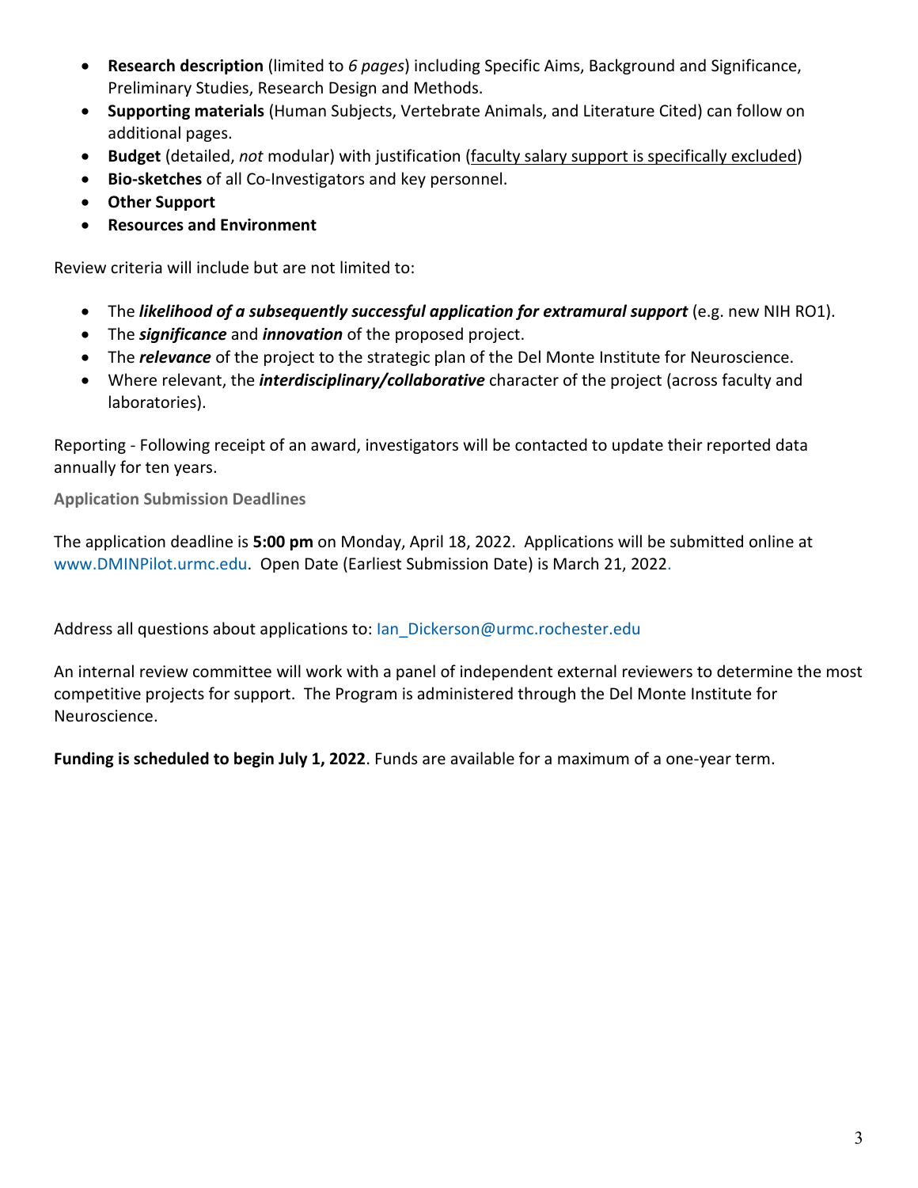- **Research description** (limited to *6 pages*) including Specific Aims, Background and Significance, Preliminary Studies, Research Design and Methods.
- **Supporting materials** (Human Subjects, Vertebrate Animals, and Literature Cited) can follow on additional pages.
- **Budget** (detailed, *not* modular) with justification (<u>faculty salary support is specifically excluded</u>)
- **Bio-sketches** of all Co-Investigators and key personnel.
- **Other Support**
- **Resources and Environment**

Review criteria will include but are not limited to:

- The ***likelihood of a subsequently successful application for extramural support*** (e.g. new NIH RO1).
- The ***significance*** and ***innovation*** of the proposed project.
- The ***relevance*** of the project to the strategic plan of the Del Monte Institute for Neuroscience.
- Where relevant, the ***interdisciplinary/collaborative*** character of the project (across faculty and laboratories).

Reporting - Following receipt of an award, investigators will be contacted to update their reported data annually for ten years.

**Application Submission Deadlines**

The application deadline is **5:00 pm** on Monday, April 18, 2022. Applications will be submitted online at www.DMINPilot.urmc.edu. Open Date (Earliest Submission Date) is March 21, 2022.

Address all questions about applications to: Ian_Dickerson@urmc.rochester.edu

An internal review committee will work with a panel of independent external reviewers to determine the most competitive projects for support. The Program is administered through the Del Monte Institute for Neuroscience.

**Funding is scheduled to begin July 1, 2022**. Funds are available for a maximum of a one-year term.